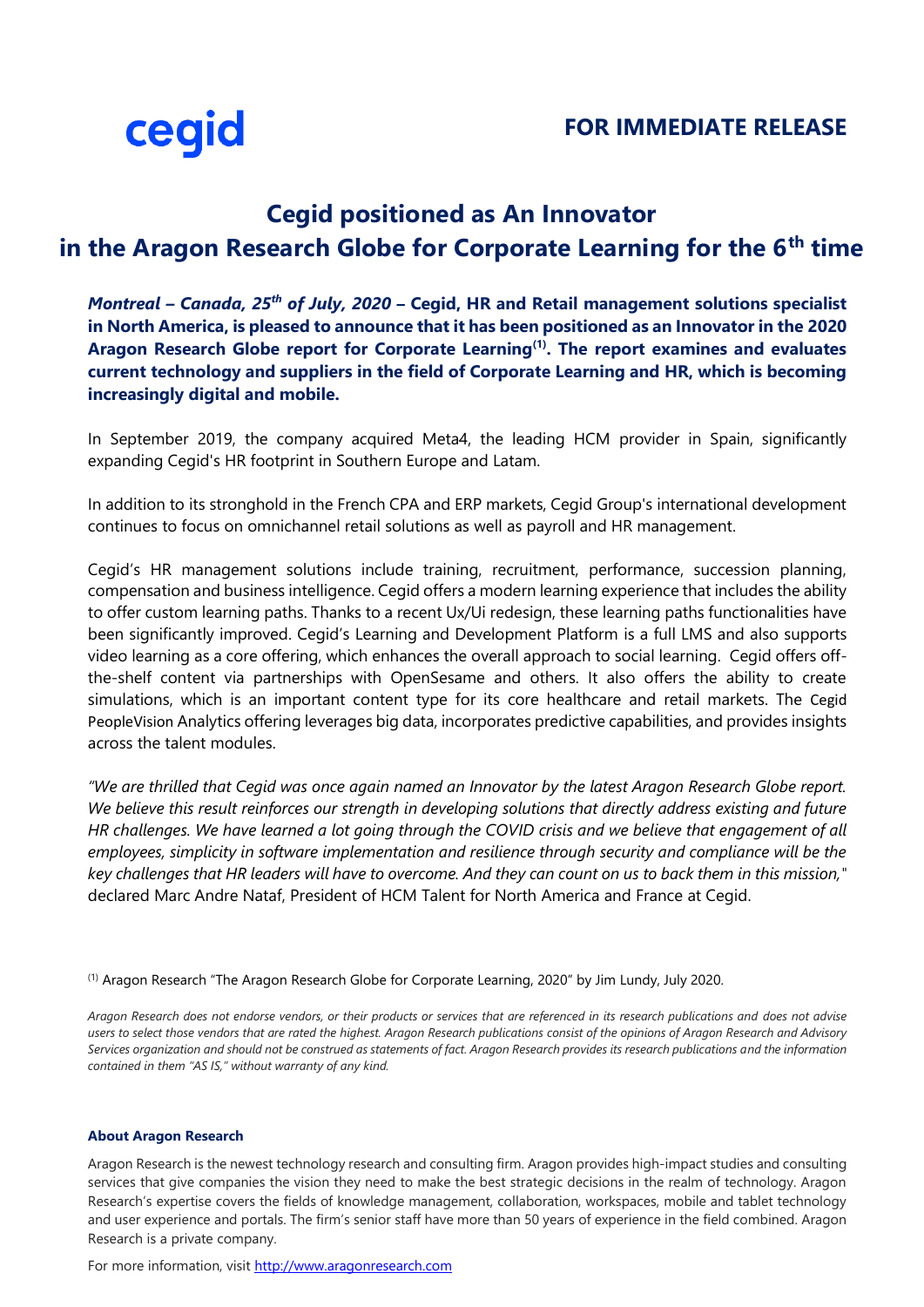cegid

**FOR IMMEDIATE RELEASE**

# Cegid positioned as An Innovator in the Aragon Research Globe for Corporate Learning for the 6th time

***Montreal – Canada, 25th of July, 2020* – Cegid, HR and Retail management solutions specialist in North America, is pleased to announce that it has been positioned as an Innovator in the 2020 Aragon Research Globe report for Corporate Learning[1]. The report examines and evaluates current technology and suppliers in the field of Corporate Learning and HR, which is becoming increasingly digital and mobile.**

In September 2019, the company acquired Meta4, the leading HCM provider in Spain, significantly expanding Cegid's HR footprint in Southern Europe and Latam.

In addition to its stronghold in the French CPA and ERP markets, Cegid Group's international development continues to focus on omnichannel retail solutions as well as payroll and HR management.

Cegid's HR management solutions include training, recruitment, performance, succession planning, compensation and business intelligence. Cegid offers a modern learning experience that includes the ability to offer custom learning paths. Thanks to a recent Ux/Ui redesign, these learning paths functionalities have been significantly improved. Cegid's Learning and Development Platform is a full LMS and also supports video learning as a core offering, which enhances the overall approach to social learning. Cegid offers off-the-shelf content via partnerships with OpenSesame and others. It also offers the ability to create simulations, which is an important content type for its core healthcare and retail markets. The Cegid PeopleVision Analytics offering leverages big data, incorporates predictive capabilities, and provides insights across the talent modules.

*"We are thrilled that Cegid was once again named an Innovator by the latest Aragon Research Globe report. We believe this result reinforces our strength in developing solutions that directly address existing and future HR challenges. We have learned a lot going through the COVID crisis and we believe that engagement of all employees, simplicity in software implementation and resilience through security and compliance will be the key challenges that HR leaders will have to overcome. And they can count on us to back them in this mission,"* declared Marc Andre Nataf, President of HCM Talent for North America and France at Cegid.

[1] Aragon Research "The Aragon Research Globe for Corporate Learning, 2020" by Jim Lundy, July 2020.

*Aragon Research does not endorse vendors, or their products or services that are referenced in its research publications and does not advise users to select those vendors that are rated the highest. Aragon Research publications consist of the opinions of Aragon Research and Advisory Services organization and should not be construed as statements of fact. Aragon Research provides its research publications and the information contained in them "AS IS," without warranty of any kind.*

#### About Aragon Research

Aragon Research is the newest technology research and consulting firm. Aragon provides high-impact studies and consulting services that give companies the vision they need to make the best strategic decisions in the realm of technology. Aragon Research's expertise covers the fields of knowledge management, collaboration, workspaces, mobile and tablet technology and user experience and portals. The firm's senior staff have more than 50 years of experience in the field combined. Aragon Research is a private company.

For more information, visit http://www.aragonresearch.com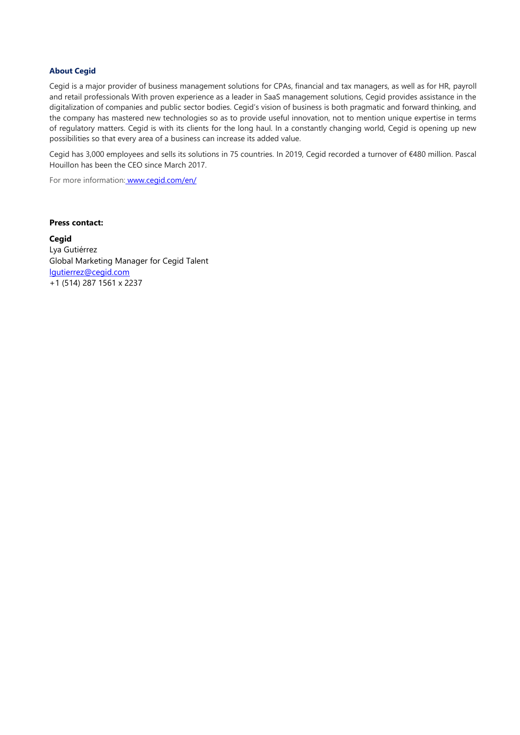## About Cegid

Cegid is a major provider of business management solutions for CPAs, financial and tax managers, as well as for HR, payroll and retail professionals With proven experience as a leader in SaaS management solutions, Cegid provides assistance in the digitalization of companies and public sector bodies. Cegid's vision of business is both pragmatic and forward thinking, and the company has mastered new technologies so as to provide useful innovation, not to mention unique expertise in terms of regulatory matters. Cegid is with its clients for the long haul. In a constantly changing world, Cegid is opening up new possibilities so that every area of a business can increase its added value.

Cegid has 3,000 employees and sells its solutions in 75 countries. In 2019, Cegid recorded a turnover of €480 million. Pascal Houillon has been the CEO since March 2017.

For more information: www.cegid.com/en/

**Press contact:**

**Cegid**
Lya Gutiérrez
Global Marketing Manager for Cegid Talent
lgutierrez@cegid.com
+1 (514) 287 1561 x 2237